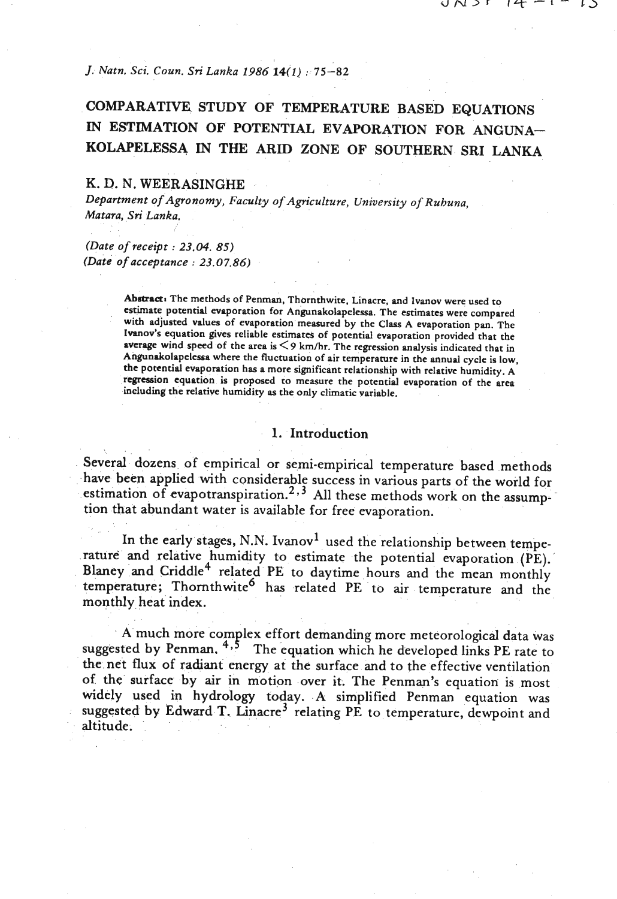# COMPARATIVE STUDY OF TEMPERATURE BASED EQUATIONS IN ESTIMATION OF POTENTIAL EVAPORATION FOR ANGUNA–KOLAPELESSA IN THE ARID ZONE OF SOUTHERN SRI LANKA

**K. D. N. WEERASINGHE**

*Department of Agronomy, Faculty of Agriculture, University of Ruhuna, Matara, Sri Lanka.*

*(Date of receipt : 23.04. 85)*
*(Date of acceptance : 23.07.86)*

**Abstract:** The methods of Penman, Thornthwite, Linacre, and Ivanov were used to estimate potential evaporation for Angunakolapelessa. The estimates were compared with adjusted values of evaporation measured by the Class A evaporation pan. The Ivanov's equation gives reliable estimates of potential evaporation provided that the average wind speed of the area is < 9 km/hr. The regression analysis indicated that in Angunakolapelessa where the fluctuation of air temperature in the annual cycle is low, the potential evaporation has a more significant relationship with relative humidity. A regression equation is proposed to measure the potential evaporation of the area including the relative humidity as the only climatic variable.

## 1. Introduction

Several dozens of empirical or semi-empirical temperature based methods have been applied with considerable success in various parts of the world for estimation of evapotranspiration.[2,3] All these methods work on the assumption that abundant water is available for free evaporation.

In the early stages, N.N. Ivanov[1] used the relationship between temperature and relative humidity to estimate the potential evaporation (PE). Blaney and Criddle[4] related PE to daytime hours and the mean monthly temperature; Thornthwite[6] has related PE to air temperature and the monthly heat index.

A much more complex effort demanding more meteorological data was suggested by Penman.[4,5] The equation which he developed links PE rate to the net flux of radiant energy at the surface and to the effective ventilation of the surface by air in motion over it. The Penman's equation is most widely used in hydrology today. A simplified Penman equation was suggested by Edward T. Linacre[3] relating PE to temperature, dewpoint and altitude.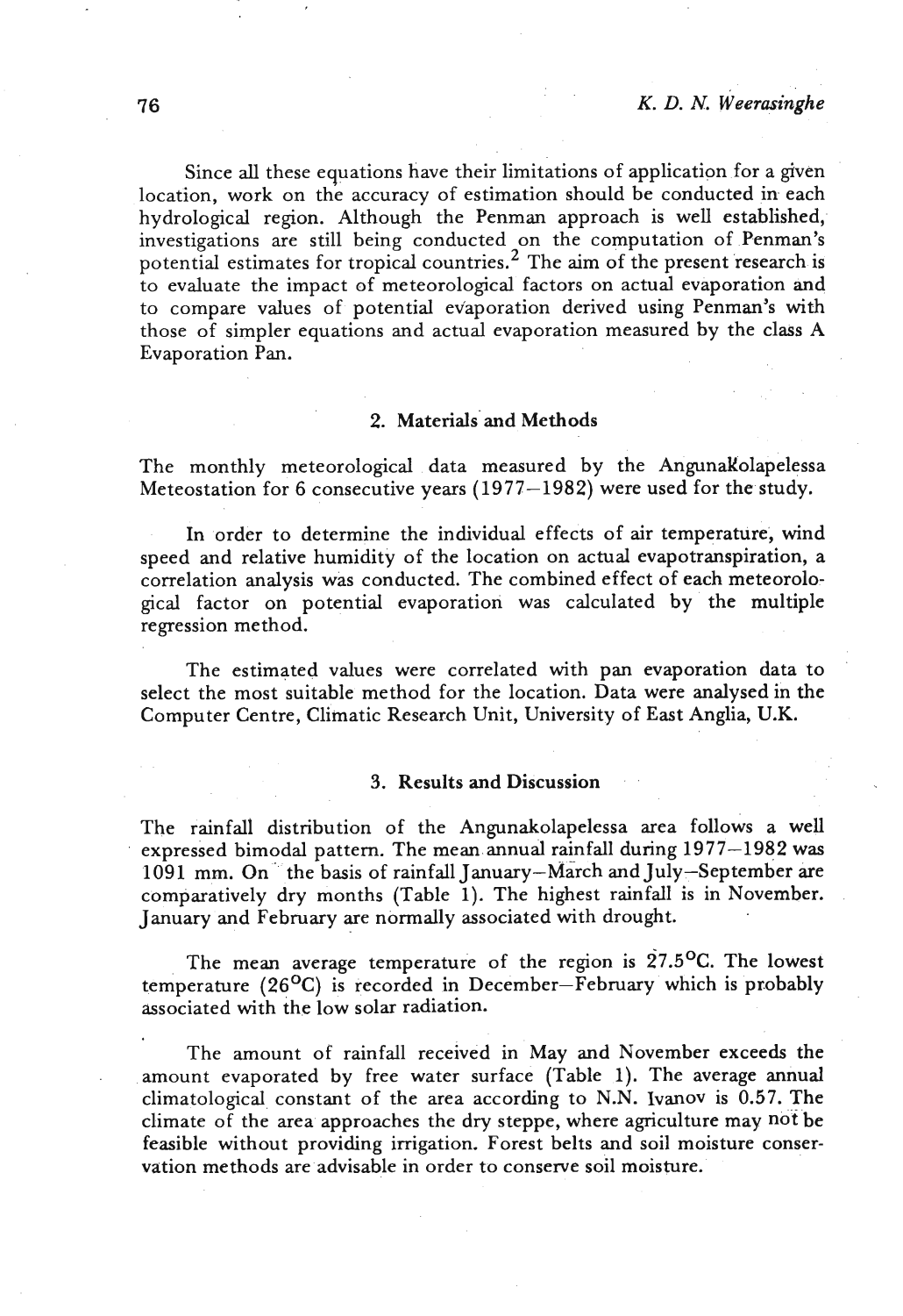Since all these equations have their limitations of application for a given location, work on the accuracy of estimation should be conducted in each hydrological region. Although the Penman approach is well established, investigations are still being conducted on the computation of Penman's potential estimates for tropical countries.[2] The aim of the present research is to evaluate the impact of meteorological factors on actual evaporation and to compare values of potential evaporation derived using Penman's with those of simpler equations and actual evaporation measured by the class A Evaporation Pan.

## 2. Materials and Methods

The monthly meteorological data measured by the Angunakolapelessa Meteostation for 6 consecutive years (1977–1982) were used for the study.

In order to determine the individual effects of air temperature, wind speed and relative humidity of the location on actual evapotranspiration, a correlation analysis was conducted. The combined effect of each meteorological factor on potential evaporation was calculated by the multiple regression method.

The estimated values were correlated with pan evaporation data to select the most suitable method for the location. Data were analysed in the Computer Centre, Climatic Research Unit, University of East Anglia, U.K.

## 3. Results and Discussion

The rainfall distribution of the Angunakolapelessa area follows a well expressed bimodal pattern. The mean annual rainfall during 1977–1982 was 1091 mm. On the basis of rainfall January–March and July–September are comparatively dry months (Table 1). The highest rainfall is in November. January and February are normally associated with drought.

The mean average temperature of the region is 27.5°C. The lowest temperature (26°C) is recorded in December–February which is probably associated with the low solar radiation.

The amount of rainfall received in May and November exceeds the amount evaporated by free water surface (Table 1). The average annual climatological constant of the area according to N.N. Ivanov is 0.57. The climate of the area approaches the dry steppe, where agriculture may not be feasible without providing irrigation. Forest belts and soil moisture conservation methods are advisable in order to conserve soil moisture.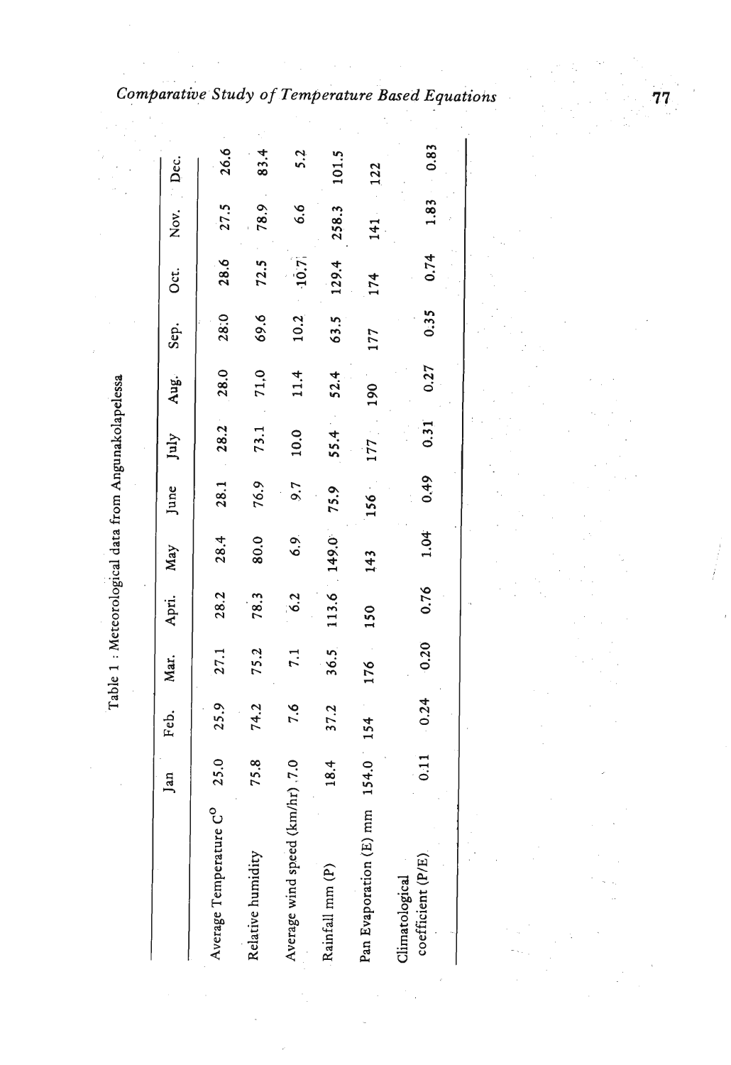Table 1 : Meteorological data from Angunakolapelessa

| | Jan | Feb. | Mar. | Apri. | May | June | July | Aug. | Sep. | Oct. | Nov. | Dec. |
|---|---|---|---|---|---|---|---|---|---|---|---|---|
| Average Temperature C$^{O}$ | 25.0 | 25.9 | 27.1 | 28.2 | 28.4 | 28.1 | 28.2 | 28.0 | 28.0 | 28.6 | 27.5 | 26.6 |
| Relative humidity | 75.8 | 74.2 | 75.2 | 78.3 | 80.0 | 76.9 | 73.1 | 71.0 | 69.6 | 72.5 | 78.9 | 83.4 |
| Average wind speed (km/hr) | 7.0 | 7.6 | 7.1 | 6.2 | 6.9 | 9.7 | 10.0 | 11.4 | 10.2 | 10.7 | 6.6 | 5.2 |
| Rainfall mm (P) | 18.4 | 37.2 | 36.5 | 113.6 | 149.0 | 75.9 | 55.4 | 52.4 | 63.5 | 129.4 | 258.3 | 101.5 |
| Pan Evaporation (E) mm | 154.0 | 154 | 176 | 150 | 143 | 156 | 177 | 190 | 177 | 174 | 141 | 122 |
| Climatological coefficient (P/E) | 0.11 | 0.24 | 0.20 | 0.76 | 1.04 | 0.49 | 0.31 | 0.27 | 0.35 | 0.74 | 1.83 | 0.83 |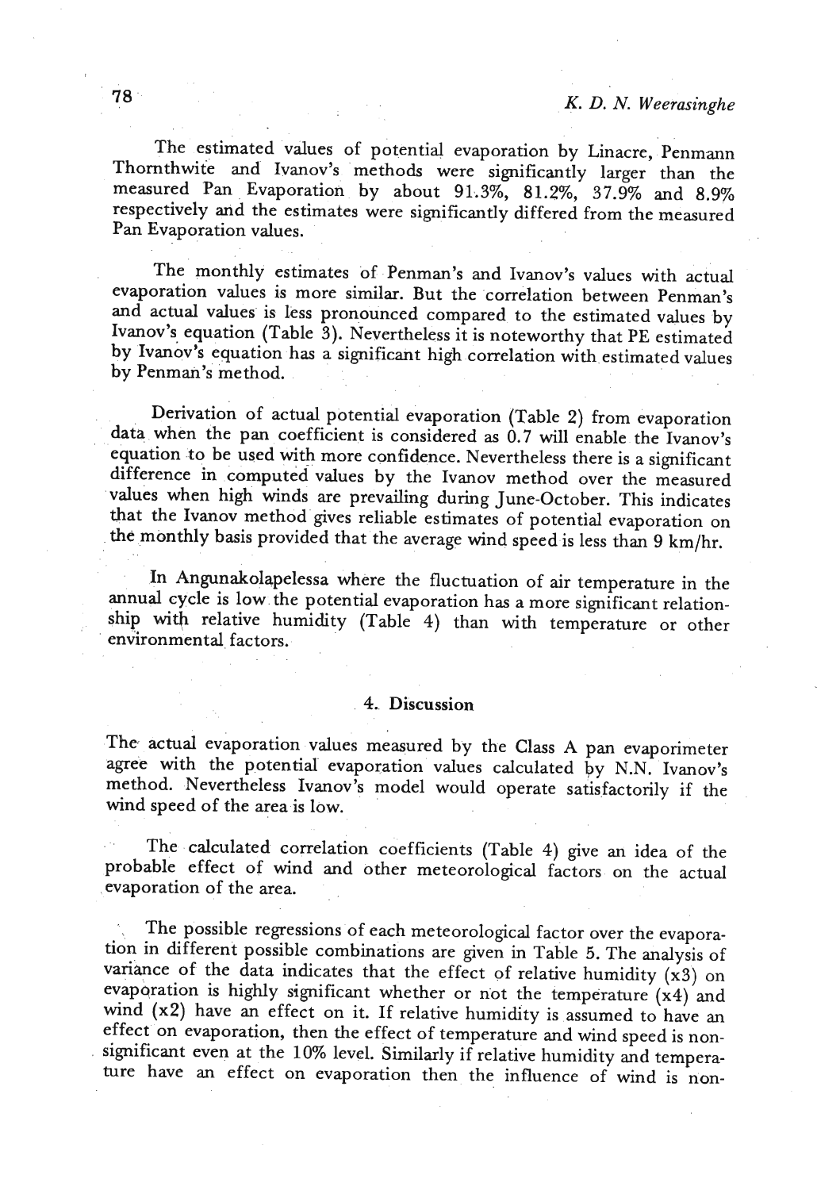The estimated values of potential evaporation by Linacre, Penmann Thornthwite and Ivanov's methods were significantly larger than the measured Pan Evaporation by about 91.3%, 81.2%, 37.9% and 8.9% respectively and the estimates were significantly differed from the measured Pan Evaporation values.

The monthly estimates of Penman's and Ivanov's values with actual evaporation values is more similar. But the correlation between Penman's and actual values is less pronounced compared to the estimated values by Ivanov's equation (Table 3). Nevertheless it is noteworthy that PE estimated by Ivanov's equation has a significant high correlation with estimated values by Penman's method.

Derivation of actual potential evaporation (Table 2) from evaporation data when the pan coefficient is considered as 0.7 will enable the Ivanov's equation to be used with more confidence. Nevertheless there is a significant difference in computed values by the Ivanov method over the measured values when high winds are prevailing during June-October. This indicates that the Ivanov method gives reliable estimates of potential evaporation on the monthly basis provided that the average wind speed is less than 9 km/hr.

In Angunakolapelessa where the fluctuation of air temperature in the annual cycle is low the potential evaporation has a more significant relationship with relative humidity (Table 4) than with temperature or other environmental factors.

## 4. Discussion

The actual evaporation values measured by the Class A pan evaporimeter agree with the potential evaporation values calculated by N.N. Ivanov's method. Nevertheless Ivanov's model would operate satisfactorily if the wind speed of the area is low.

The calculated correlation coefficients (Table 4) give an idea of the probable effect of wind and other meteorological factors on the actual evaporation of the area.

The possible regressions of each meteorological factor over the evaporation in different possible combinations are given in Table 5. The analysis of variance of the data indicates that the effect of relative humidity ($x3$) on evaporation is highly significant whether or not the temperature ($x4$) and wind ($x2$) have an effect on it. If relative humidity is assumed to have an effect on evaporation, then the effect of temperature and wind speed is non-significant even at the 10% level. Similarly if relative humidity and temperature have an effect on evaporation then the influence of wind is non-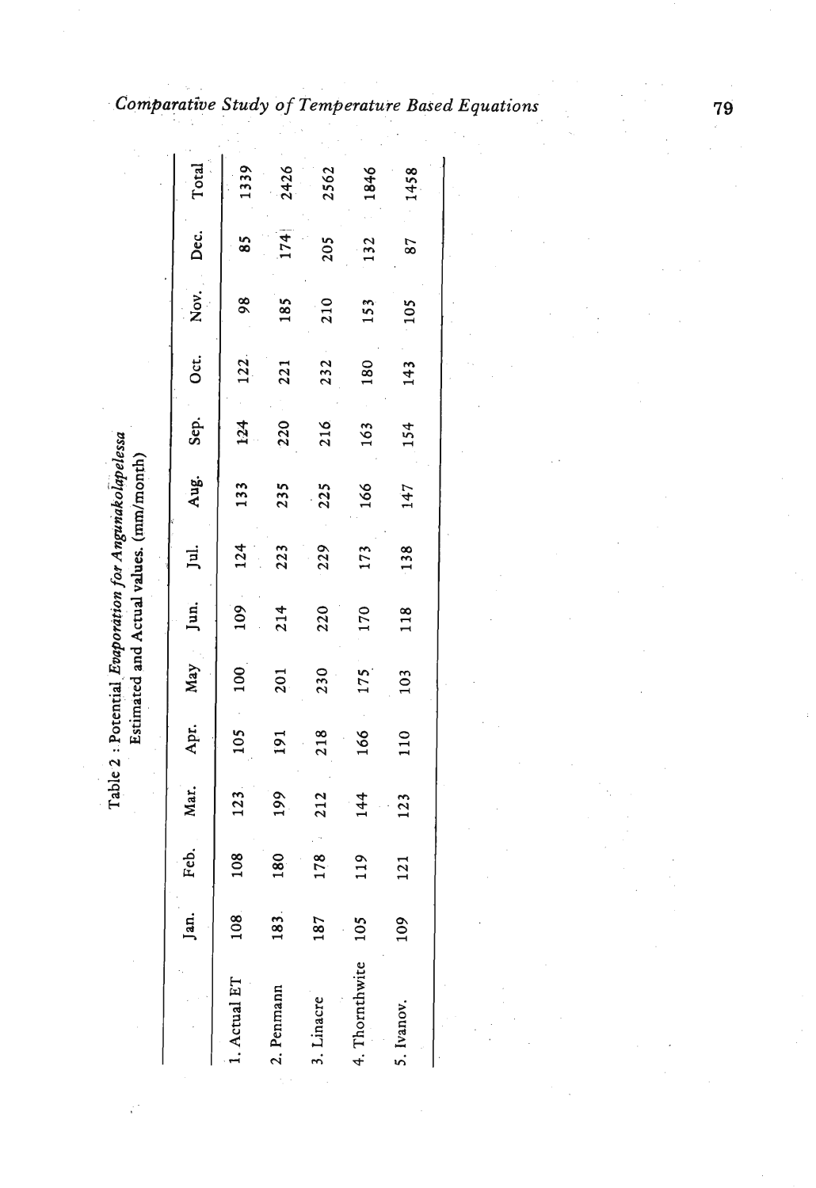Table 2 : Potential *Evaporation for Angunakolapelessa*
Estimated and Actual values. (mm/month)

| | Jan. | Feb. | Mar. | Apr. | May | Jun. | Jul. | Aug. | Sep. | Oct. | Nov. | Dec. | Total |
|---|---|---|---|---|---|---|---|---|---|---|---|---|---|
| 1. Actual ET | 108 | 108 | 123 | 105 | 100 | 109 | 124 | 133 | 124 | 122 | 98 | 85 | 1339 |
| 2. Penmann | 183 | 180 | 199 | 191 | 201 | 214 | 223 | 235 | 220 | 221 | 185 | 174 | 2426 |
| 3. Linacre | 187 | 178 | 212 | 218 | 230 | 220 | 229 | 225 | 216 | 232 | 210 | 205 | 2562 |
| 4. Thornthwite | 105 | 119 | 144 | 166 | 175 | 170 | 173 | 166 | 163 | 180 | 153 | 132 | 1846 |
| 5. Ivanov. | 109 | 121 | 123 | 110 | 103 | 118 | 138 | 147 | 154 | 143 | 105 | 87 | 1458 |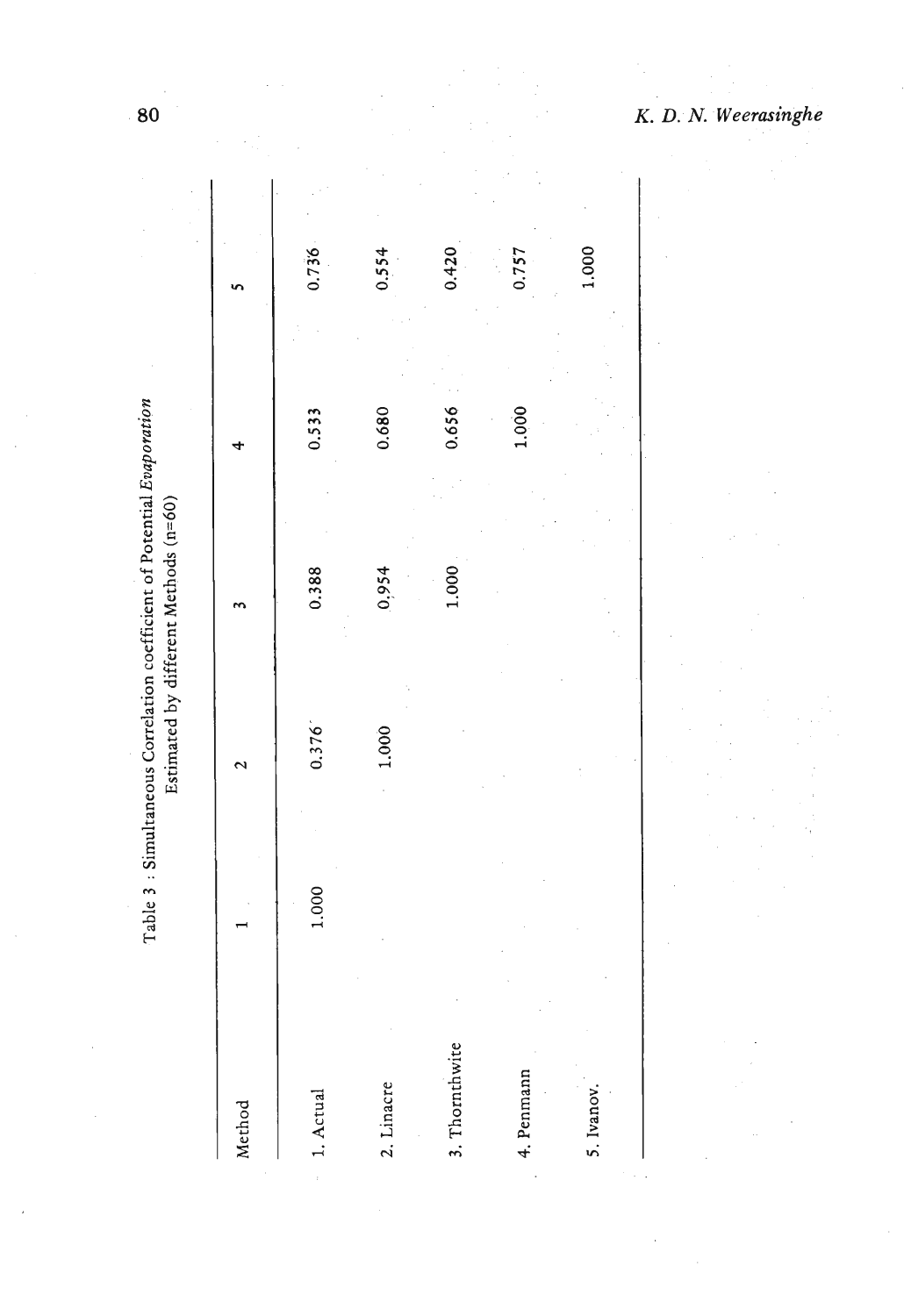Table 3 : Simultaneous Correlation coefficient of Potential *Evaporation* Estimated by different Methods (n=60)

| Method | 1 | 2 | 3 | 4 | 5 |
|---|---|---|---|---|---|
| 1. Actual | 1.000 | 0.376 | 0.388 | 0.533 | 0.736 |
| 2. Linacre | | 1.000 | 0.954 | 0.680 | 0.554 |
| 3. Thornthwite | | | 1.000 | 0.656 | 0.420 |
| 4. Penmann | | | | 1.000 | 0.757 |
| 5. Ivanov. | | | | | 1.000 |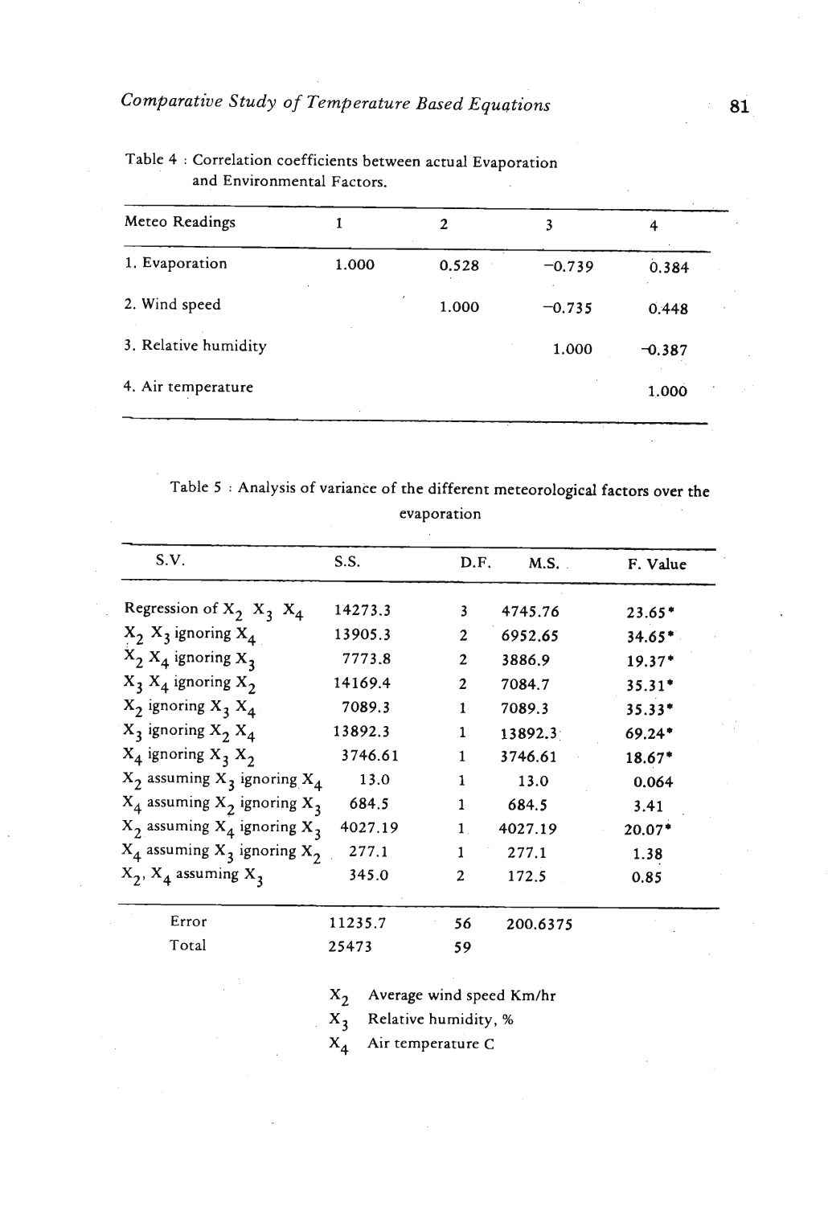Table 4 : Correlation coefficients between actual Evaporation and Environmental Factors.

| Meteo Readings | 1 | 2 | 3 | 4 |
|---|---|---|---|---|
| 1. Evaporation | 1.000 | 0.528 | −0.739 | 0.384 |
| 2. Wind speed | | 1.000 | −0.735 | 0.448 |
| 3. Relative humidity | | | 1.000 | −0.387 |
| 4. Air temperature | | | | 1.000 |

Table 5 : Analysis of variance of the different meteorological factors over the evaporation

| S.V. | S.S. | D.F. | M.S. | F. Value |
|---|---|---|---|---|
| Regression of $X_2$ $X_3$ $X_4$ | 14273.3 | 3 | 4745.76 | 23.65* |
| $X_2$ $X_3$ ignoring $X_4$ | 13905.3 | 2 | 6952.65 | 34.65* |
| $X_2$ $X_4$ ignoring $X_3$ | 7773.8 | 2 | 3886.9 | 19.37* |
| $X_3$ $X_4$ ignoring $X_2$ | 14169.4 | 2 | 7084.7 | 35.31* |
| $X_2$ ignoring $X_3$ $X_4$ | 7089.3 | 1 | 7089.3 | 35.33* |
| $X_3$ ignoring $X_2$ $X_4$ | 13892.3 | 1 | 13892.3 | 69.24* |
| $X_4$ ignoring $X_3$ $X_2$ | 3746.61 | 1 | 3746.61 | 18.67* |
| $X_2$ assuming $X_3$ ignoring $X_4$ | 13.0 | 1 | 13.0 | 0.064 |
| $X_4$ assuming $X_2$ ignoring $X_3$ | 684.5 | 1 | 684.5 | 3.41 |
| $X_2$ assuming $X_4$ ignoring $X_3$ | 4027.19 | 1 | 4027.19 | 20.07* |
| $X_4$ assuming $X_3$ ignoring $X_2$ | 277.1 | 1 | 277.1 | 1.38 |
| $X_2$, $X_4$ assuming $X_3$ | 345.0 | 2 | 172.5 | 0.85 |
| Error | 11235.7 | 56 | 200.6375 | |
| Total | 25473 | 59 | | |

$X_2$ Average wind speed Km/hr

$X_3$ Relative humidity, %

$X_4$ Air temperature C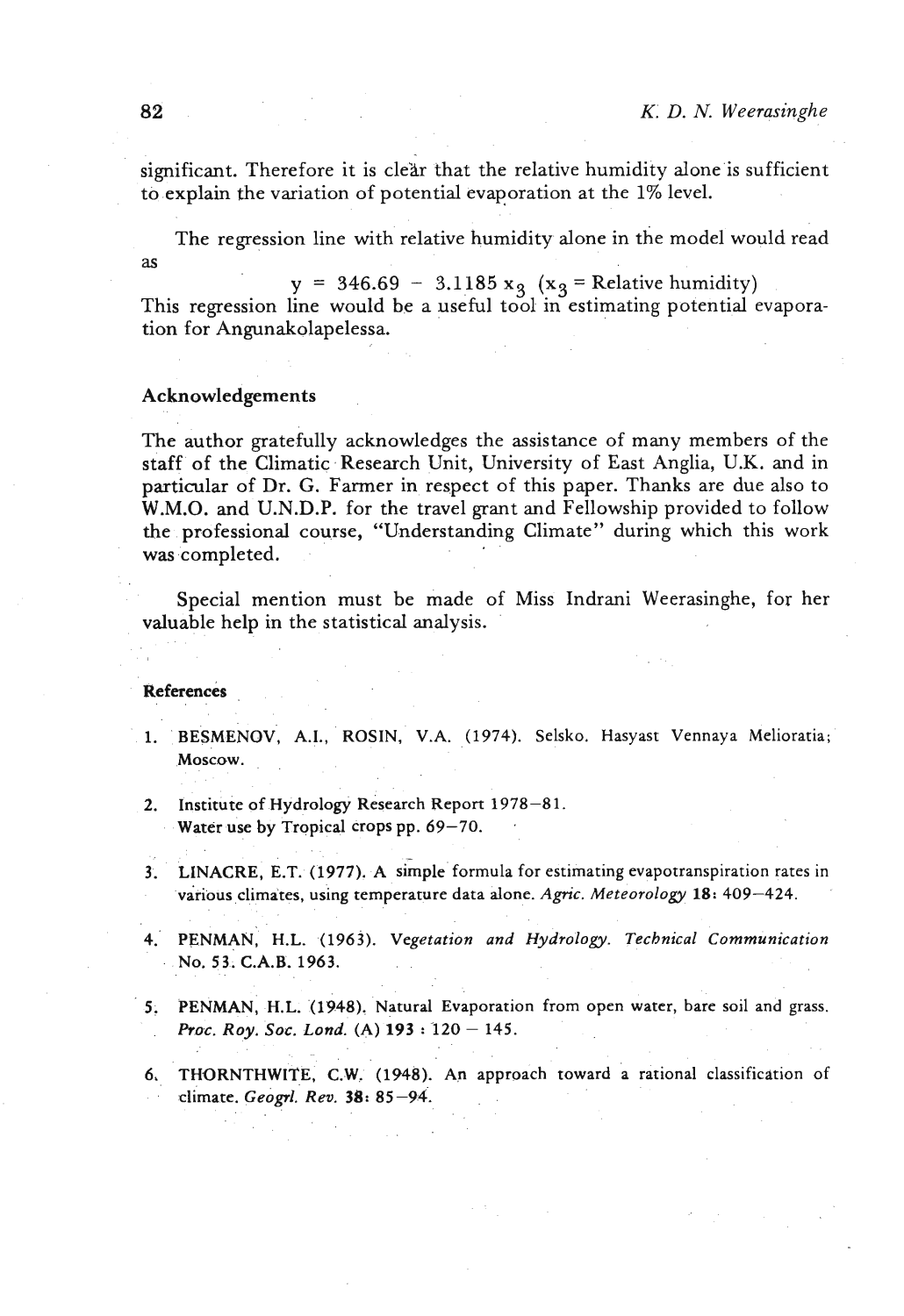significant. Therefore it is clear that the relative humidity alone is sufficient to explain the variation of potential evaporation at the 1% level.

The regression line with relative humidity alone in the model would read as

$$y = 346.69 - 3.1185\, x_3 \quad (x_3 = \text{Relative humidity})$$

This regression line would be a useful tool in estimating potential evaporation for Angunakolapelessa.

## Acknowledgements

The author gratefully acknowledges the assistance of many members of the staff of the Climatic Research Unit, University of East Anglia, U.K. and in particular of Dr. G. Farmer in respect of this paper. Thanks are due also to W.M.O. and U.N.D.P. for the travel grant and Fellowship provided to follow the professional course, "Understanding Climate" during which this work was completed.

Special mention must be made of Miss Indrani Weerasinghe, for her valuable help in the statistical analysis.

## References

1. BESMENOV, A.I., ROSIN, V.A. (1974). Selsko. Hasyast Vennaya Melioratia; Moscow.
2. Institute of Hydrology Research Report 1978–81. Water use by Tropical crops pp. 69–70.
3. LINACRE, E.T. (1977). A simple formula for estimating evapotranspiration rates in various climates, using temperature data alone. *Agric. Meteorology* **18**: 409–424.
4. PENMAN, H.L. (1963). *Vegetation and Hydrology. Technical Communication* No. 53. C.A.B. 1963.
5. PENMAN, H.L. (1948). Natural Evaporation from open water, bare soil and grass. *Proc. Roy. Soc. Lond.* (A) **193** : 120 – 145.
6. THORNTHWITE, C.W. (1948). An approach toward a rational classification of climate. *Geogrl. Rev.* **38**: 85–94.